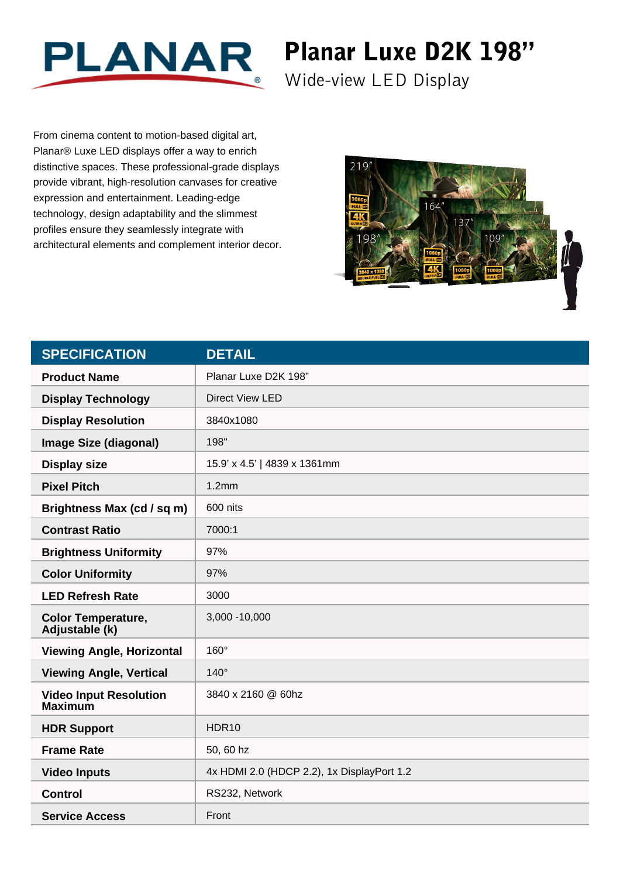# Planar Luxe D2K 198"

## Wide-view LED Display

From cinema content to motion-based digital art, Planar® Luxe LED displays offer a way to enrich distinctive spaces. These professional-grade displays provide vibrant, high-resolution canvases for creative expression and entertainment. Leading-edge technology, design adaptability and the slimmest profiles ensure they seamlessly integrate with architectural elements and complement interior decor.

| SPECIFICATION | DETAIL |
|---|---|
| **Product Name** | Planar Luxe D2K 198" |
| **Display Technology** | Direct View LED |
| **Display Resolution** | 3840x1080 |
| **Image Size (diagonal)** | 198" |
| **Display size** | 15.9' x 4.5' \| 4839 x 1361mm |
| **Pixel Pitch** | 1.2mm |
| **Brightness Max (cd / sq m)** | 600 nits |
| **Contrast Ratio** | 7000:1 |
| **Brightness Uniformity** | 97% |
| **Color Uniformity** | 97% |
| **LED Refresh Rate** | 3000 |
| **Color Temperature, Adjustable (k)** | 3,000 -10,000 |
| **Viewing Angle, Horizontal** | 160° |
| **Viewing Angle, Vertical** | 140° |
| **Video Input Resolution Maximum** | 3840 x 2160 @ 60hz |
| **HDR Support** | HDR10 |
| **Frame Rate** | 50, 60 hz |
| **Video Inputs** | 4x HDMI 2.0 (HDCP 2.2), 1x DisplayPort 1.2 |
| **Control** | RS232, Network |
| **Service Access** | Front |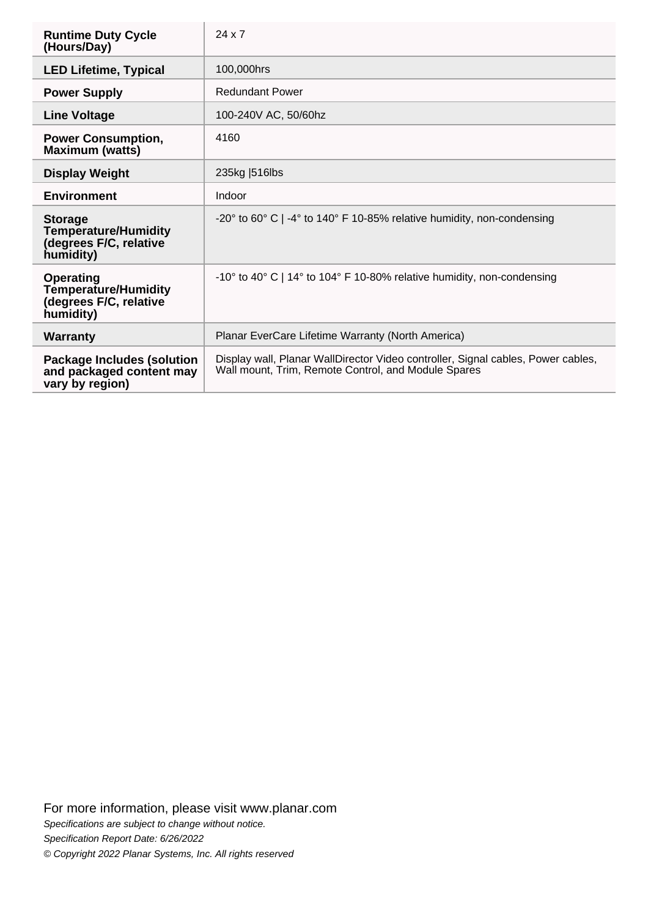| | |
|---|---|
| **Runtime Duty Cycle (Hours/Day)** | 24 x 7 |
| **LED Lifetime, Typical** | 100,000hrs |
| **Power Supply** | Redundant Power |
| **Line Voltage** | 100-240V AC, 50/60hz |
| **Power Consumption, Maximum (watts)** | 4160 |
| **Display Weight** | 235kg \|516lbs |
| **Environment** | Indoor |
| **Storage Temperature/Humidity (degrees F/C, relative humidity)** | -20° to 60° C \| -4° to 140° F 10-85% relative humidity, non-condensing |
| **Operating Temperature/Humidity (degrees F/C, relative humidity)** | -10° to 40° C \| 14° to 104° F 10-80% relative humidity, non-condensing |
| **Warranty** | Planar EverCare Lifetime Warranty (North America) |
| **Package Includes (solution and packaged content may vary by region)** | Display wall, Planar WallDirector Video controller, Signal cables, Power cables, Wall mount, Trim, Remote Control, and Module Spares |

For more information, please visit www.planar.com

*Specifications are subject to change without notice.*

*Specification Report Date: 6/26/2022*

*© Copyright 2022 Planar Systems, Inc. All rights reserved*